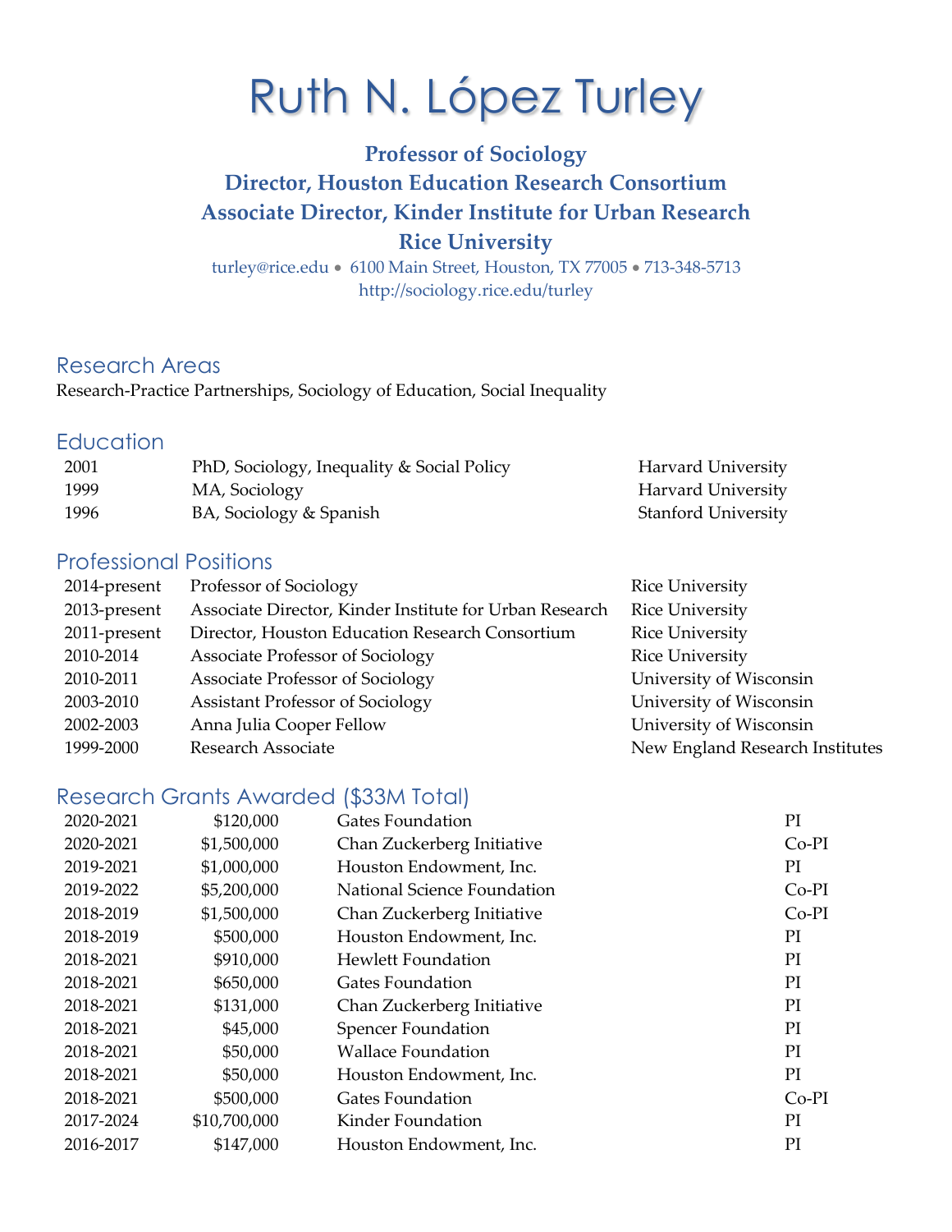# Ruth N. López Turley

**Professor of Sociology**
**Director, Houston Education Research Consortium**
**Associate Director, Kinder Institute for Urban Research**
**Rice University**

turley@rice.edu • 6100 Main Street, Houston, TX 77005 • 713-348-5713
http://sociology.rice.edu/turley

## Research Areas

Research-Practice Partnerships, Sociology of Education, Social Inequality

## Education

| | | |
|---|---|---|
| 2001 | PhD, Sociology, Inequality & Social Policy | Harvard University |
| 1999 | MA, Sociology | Harvard University |
| 1996 | BA, Sociology & Spanish | Stanford University |

## Professional Positions

| | | |
|---|---|---|
| 2014-present | Professor of Sociology | Rice University |
| 2013-present | Associate Director, Kinder Institute for Urban Research | Rice University |
| 2011-present | Director, Houston Education Research Consortium | Rice University |
| 2010-2014 | Associate Professor of Sociology | Rice University |
| 2010-2011 | Associate Professor of Sociology | University of Wisconsin |
| 2003-2010 | Assistant Professor of Sociology | University of Wisconsin |
| 2002-2003 | Anna Julia Cooper Fellow | University of Wisconsin |
| 1999-2000 | Research Associate | New England Research Institutes |

## Research Grants Awarded ($33M Total)

| | | | |
|---|---|---|---|
| 2020-2021 | $120,000 | Gates Foundation | PI |
| 2020-2021 | $1,500,000 | Chan Zuckerberg Initiative | Co-PI |
| 2019-2021 | $1,000,000 | Houston Endowment, Inc. | PI |
| 2019-2022 | $5,200,000 | National Science Foundation | Co-PI |
| 2018-2019 | $1,500,000 | Chan Zuckerberg Initiative | Co-PI |
| 2018-2019 | $500,000 | Houston Endowment, Inc. | PI |
| 2018-2021 | $910,000 | Hewlett Foundation | PI |
| 2018-2021 | $650,000 | Gates Foundation | PI |
| 2018-2021 | $131,000 | Chan Zuckerberg Initiative | PI |
| 2018-2021 | $45,000 | Spencer Foundation | PI |
| 2018-2021 | $50,000 | Wallace Foundation | PI |
| 2018-2021 | $50,000 | Houston Endowment, Inc. | PI |
| 2018-2021 | $500,000 | Gates Foundation | Co-PI |
| 2017-2024 | $10,700,000 | Kinder Foundation | PI |
| 2016-2017 | $147,000 | Houston Endowment, Inc. | PI |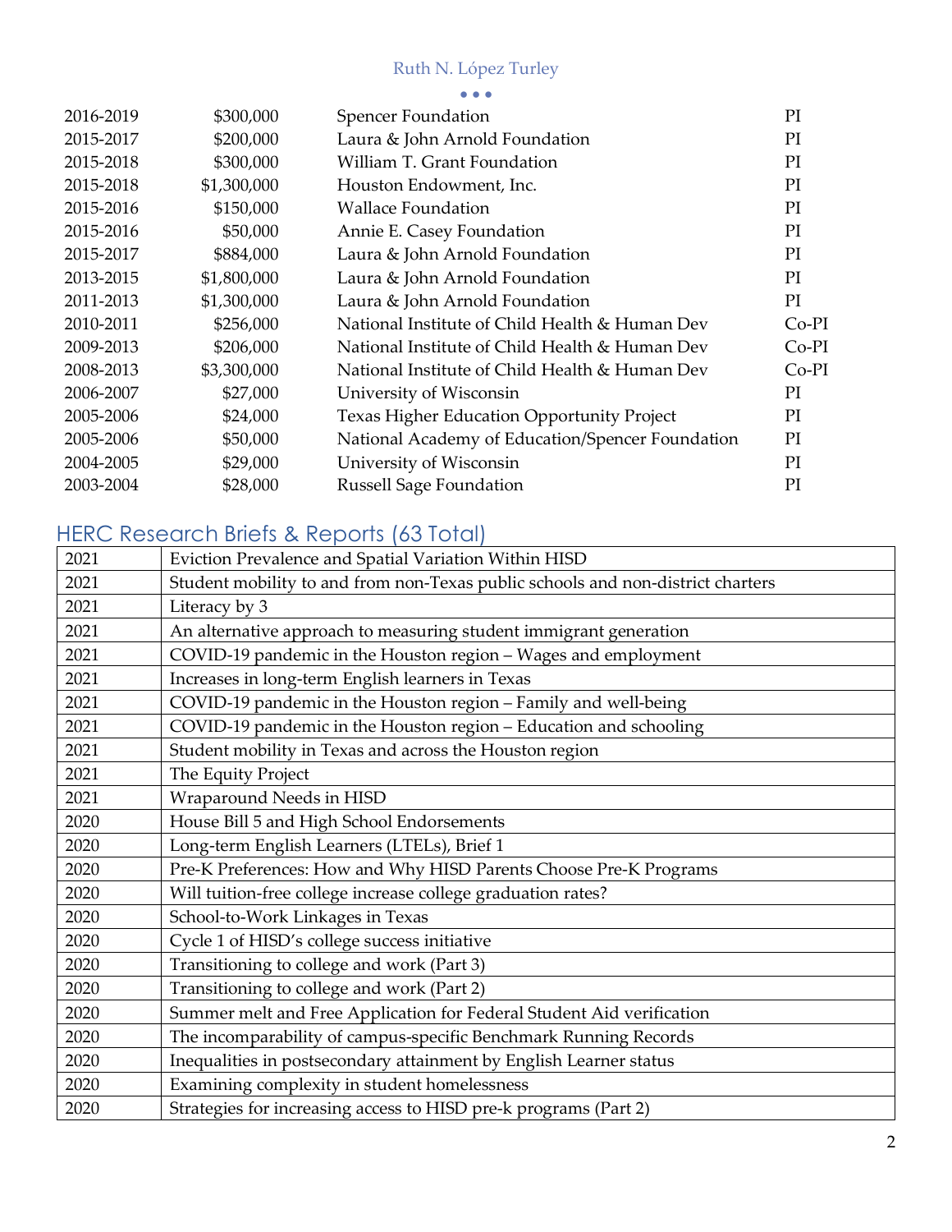| | | | |
|---|---|---|---|
| 2016-2019 | $300,000 | Spencer Foundation | PI |
| 2015-2017 | $200,000 | Laura & John Arnold Foundation | PI |
| 2015-2018 | $300,000 | William T. Grant Foundation | PI |
| 2015-2018 | $1,300,000 | Houston Endowment, Inc. | PI |
| 2015-2016 | $150,000 | Wallace Foundation | PI |
| 2015-2016 | $50,000 | Annie E. Casey Foundation | PI |
| 2015-2017 | $884,000 | Laura & John Arnold Foundation | PI |
| 2013-2015 | $1,800,000 | Laura & John Arnold Foundation | PI |
| 2011-2013 | $1,300,000 | Laura & John Arnold Foundation | PI |
| 2010-2011 | $256,000 | National Institute of Child Health & Human Dev | Co-PI |
| 2009-2013 | $206,000 | National Institute of Child Health & Human Dev | Co-PI |
| 2008-2013 | $3,300,000 | National Institute of Child Health & Human Dev | Co-PI |
| 2006-2007 | $27,000 | University of Wisconsin | PI |
| 2005-2006 | $24,000 | Texas Higher Education Opportunity Project | PI |
| 2005-2006 | $50,000 | National Academy of Education/Spencer Foundation | PI |
| 2004-2005 | $29,000 | University of Wisconsin | PI |
| 2003-2004 | $28,000 | Russell Sage Foundation | PI |

## HERC Research Briefs & Reports (63 Total)

| | |
|---|---|
| 2021 | Eviction Prevalence and Spatial Variation Within HISD |
| 2021 | Student mobility to and from non-Texas public schools and non-district charters |
| 2021 | Literacy by 3 |
| 2021 | An alternative approach to measuring student immigrant generation |
| 2021 | COVID-19 pandemic in the Houston region – Wages and employment |
| 2021 | Increases in long-term English learners in Texas |
| 2021 | COVID-19 pandemic in the Houston region – Family and well-being |
| 2021 | COVID-19 pandemic in the Houston region – Education and schooling |
| 2021 | Student mobility in Texas and across the Houston region |
| 2021 | The Equity Project |
| 2021 | Wraparound Needs in HISD |
| 2020 | House Bill 5 and High School Endorsements |
| 2020 | Long-term English Learners (LTELs), Brief 1 |
| 2020 | Pre-K Preferences: How and Why HISD Parents Choose Pre-K Programs |
| 2020 | Will tuition-free college increase college graduation rates? |
| 2020 | School-to-Work Linkages in Texas |
| 2020 | Cycle 1 of HISD's college success initiative |
| 2020 | Transitioning to college and work (Part 3) |
| 2020 | Transitioning to college and work (Part 2) |
| 2020 | Summer melt and Free Application for Federal Student Aid verification |
| 2020 | The incomparability of campus-specific Benchmark Running Records |
| 2020 | Inequalities in postsecondary attainment by English Learner status |
| 2020 | Examining complexity in student homelessness |
| 2020 | Strategies for increasing access to HISD pre-k programs (Part 2) |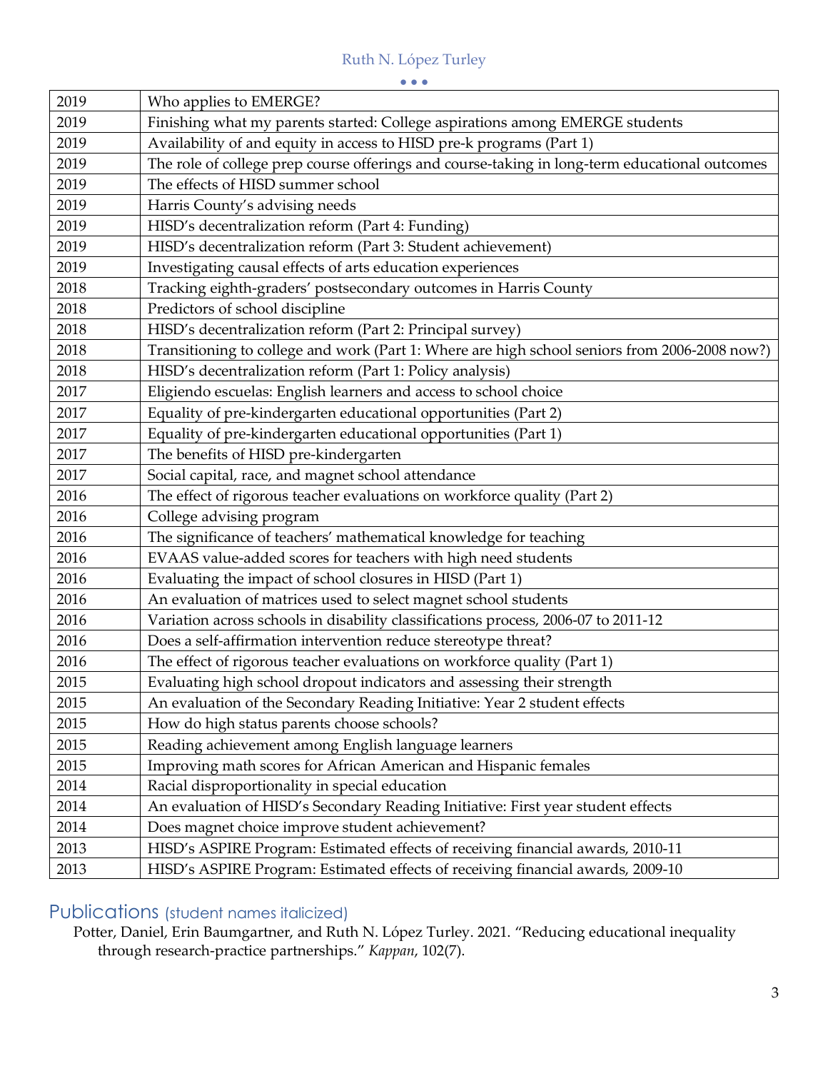| 2019 | Who applies to EMERGE? |
|---|---|
| 2019 | Finishing what my parents started: College aspirations among EMERGE students |
| 2019 | Availability of and equity in access to HISD pre-k programs (Part 1) |
| 2019 | The role of college prep course offerings and course-taking in long-term educational outcomes |
| 2019 | The effects of HISD summer school |
| 2019 | Harris County's advising needs |
| 2019 | HISD's decentralization reform (Part 4: Funding) |
| 2019 | HISD's decentralization reform (Part 3: Student achievement) |
| 2019 | Investigating causal effects of arts education experiences |
| 2018 | Tracking eighth-graders' postsecondary outcomes in Harris County |
| 2018 | Predictors of school discipline |
| 2018 | HISD's decentralization reform (Part 2: Principal survey) |
| 2018 | Transitioning to college and work (Part 1: Where are high school seniors from 2006-2008 now?) |
| 2018 | HISD's decentralization reform (Part 1: Policy analysis) |
| 2017 | Eligiendo escuelas: English learners and access to school choice |
| 2017 | Equality of pre-kindergarten educational opportunities (Part 2) |
| 2017 | Equality of pre-kindergarten educational opportunities (Part 1) |
| 2017 | The benefits of HISD pre-kindergarten |
| 2017 | Social capital, race, and magnet school attendance |
| 2016 | The effect of rigorous teacher evaluations on workforce quality (Part 2) |
| 2016 | College advising program |
| 2016 | The significance of teachers' mathematical knowledge for teaching |
| 2016 | EVAAS value-added scores for teachers with high need students |
| 2016 | Evaluating the impact of school closures in HISD (Part 1) |
| 2016 | An evaluation of matrices used to select magnet school students |
| 2016 | Variation across schools in disability classifications process, 2006-07 to 2011-12 |
| 2016 | Does a self-affirmation intervention reduce stereotype threat? |
| 2016 | The effect of rigorous teacher evaluations on workforce quality (Part 1) |
| 2015 | Evaluating high school dropout indicators and assessing their strength |
| 2015 | An evaluation of the Secondary Reading Initiative: Year 2 student effects |
| 2015 | How do high status parents choose schools? |
| 2015 | Reading achievement among English language learners |
| 2015 | Improving math scores for African American and Hispanic females |
| 2014 | Racial disproportionality in special education |
| 2014 | An evaluation of HISD's Secondary Reading Initiative: First year student effects |
| 2014 | Does magnet choice improve student achievement? |
| 2013 | HISD's ASPIRE Program: Estimated effects of receiving financial awards, 2010-11 |
| 2013 | HISD's ASPIRE Program: Estimated effects of receiving financial awards, 2009-10 |

## Publications (student names italicized)

Potter, Daniel, Erin Baumgartner, and Ruth N. López Turley. 2021. "Reducing educational inequality through research-practice partnerships." *Kappan*, 102(7).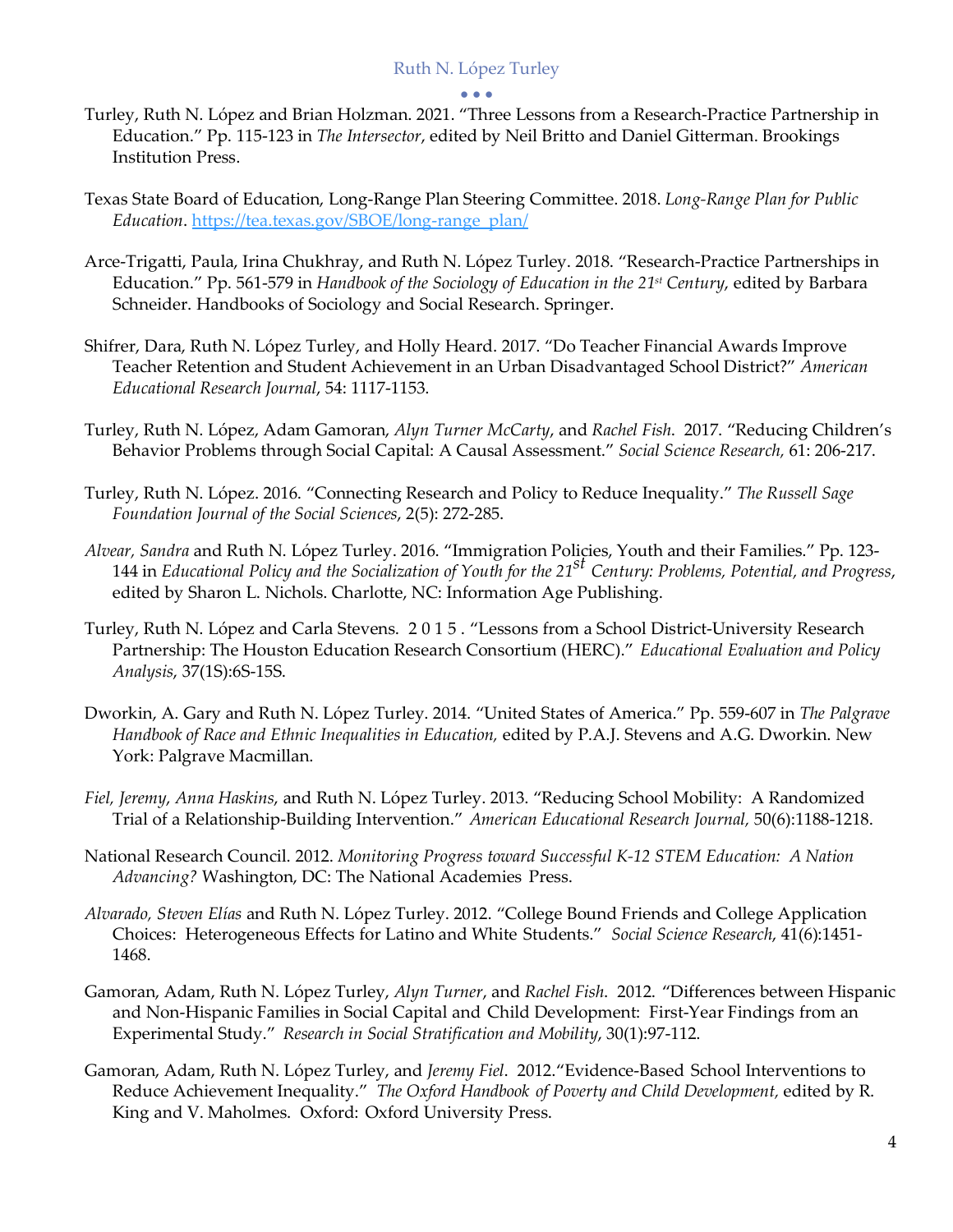Turley, Ruth N. López and Brian Holzman. 2021. "Three Lessons from a Research-Practice Partnership in Education." Pp. 115-123 in *The Intersector*, edited by Neil Britto and Daniel Gitterman. Brookings Institution Press.

Texas State Board of Education, Long-Range Plan Steering Committee. 2018. *Long-Range Plan for Public Education*. https://tea.texas.gov/SBOE/long-range_plan/

Arce-Trigatti, Paula, Irina Chukhray, and Ruth N. López Turley. 2018. "Research-Practice Partnerships in Education." Pp. 561-579 in *Handbook of the Sociology of Education in the 21st Century*, edited by Barbara Schneider. Handbooks of Sociology and Social Research. Springer.

Shifrer, Dara, Ruth N. López Turley, and Holly Heard. 2017. "Do Teacher Financial Awards Improve Teacher Retention and Student Achievement in an Urban Disadvantaged School District?" *American Educational Research Journal*, 54: 1117-1153.

Turley, Ruth N. López, Adam Gamoran, *Alyn Turner McCarty*, and *Rachel Fish*. 2017. "Reducing Children's Behavior Problems through Social Capital: A Causal Assessment." *Social Science Research,* 61: 206-217.

Turley, Ruth N. López. 2016. "Connecting Research and Policy to Reduce Inequality." *The Russell Sage Foundation Journal of the Social Sciences*, 2(5): 272-285.

*Alvear, Sandra* and Ruth N. López Turley. 2016. "Immigration Policies, Youth and their Families." Pp. 123-144 in *Educational Policy and the Socialization of Youth for the 21st Century: Problems, Potential, and Progress*, edited by Sharon L. Nichols. Charlotte, NC: Information Age Publishing.

Turley, Ruth N. López and Carla Stevens. 2015. "Lessons from a School District-University Research Partnership: The Houston Education Research Consortium (HERC)." *Educational Evaluation and Policy Analysis*, 37(1S):6S-15S.

Dworkin, A. Gary and Ruth N. López Turley. 2014. "United States of America." Pp. 559-607 in *The Palgrave Handbook of Race and Ethnic Inequalities in Education,* edited by P.A.J. Stevens and A.G. Dworkin. New York: Palgrave Macmillan.

*Fiel, Jeremy*, *Anna Haskins*, and Ruth N. López Turley. 2013. "Reducing School Mobility: A Randomized Trial of a Relationship-Building Intervention." *American Educational Research Journal,* 50(6):1188-1218.

National Research Council. 2012. *Monitoring Progress toward Successful K-12 STEM Education: A Nation Advancing?* Washington, DC: The National Academies Press.

*Alvarado, Steven Elías* and Ruth N. López Turley. 2012. "College Bound Friends and College Application Choices: Heterogeneous Effects for Latino and White Students." *Social Science Research*, 41(6):1451-1468.

Gamoran, Adam, Ruth N. López Turley, *Alyn Turner*, and *Rachel Fish*. 2012. "Differences between Hispanic and Non-Hispanic Families in Social Capital and Child Development: First-Year Findings from an Experimental Study." *Research in Social Stratification and Mobility*, 30(1):97-112.

Gamoran, Adam, Ruth N. López Turley, and *Jeremy Fiel*. 2012."Evidence-Based School Interventions to Reduce Achievement Inequality." *The Oxford Handbook of Poverty and Child Development,* edited by R. King and V. Maholmes. Oxford: Oxford University Press.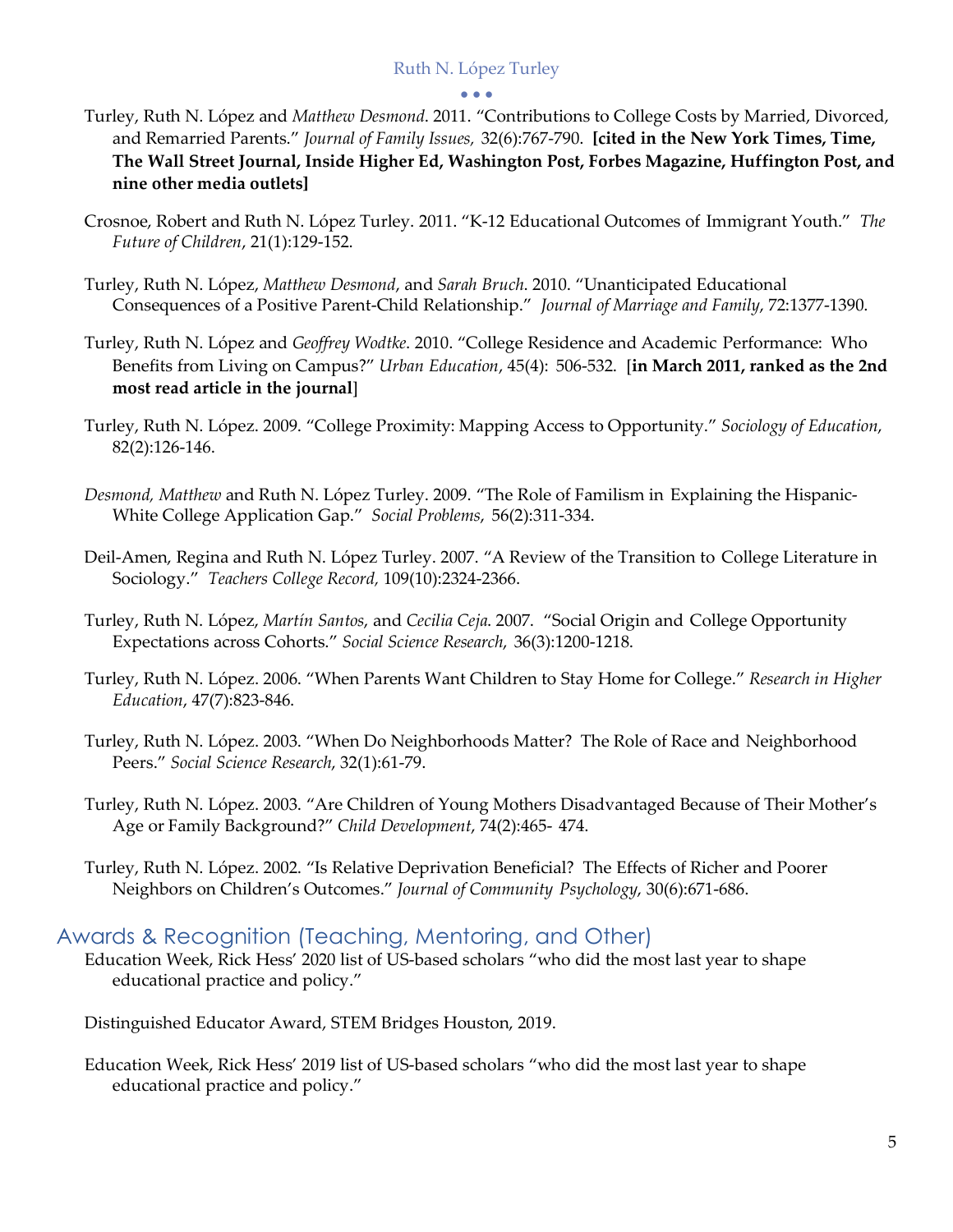Turley, Ruth N. López and *Matthew Desmond*. 2011. "Contributions to College Costs by Married, Divorced, and Remarried Parents." *Journal of Family Issues,* 32(6):767-790. **[cited in the New York Times, Time, The Wall Street Journal, Inside Higher Ed, Washington Post, Forbes Magazine, Huffington Post, and nine other media outlets]**

Crosnoe, Robert and Ruth N. López Turley. 2011. "K-12 Educational Outcomes of Immigrant Youth." *The Future of Children*, 21(1):129-152.

Turley, Ruth N. López, *Matthew Desmond*, and *Sarah Bruch*. 2010. "Unanticipated Educational Consequences of a Positive Parent-Child Relationship." *Journal of Marriage and Family*, 72:1377-1390.

Turley, Ruth N. López and *Geoffrey Wodtke*. 2010. "College Residence and Academic Performance: Who Benefits from Living on Campus?" *Urban Education*, 45(4): 506-532. [**in March 2011, ranked as the 2nd most read article in the journal**]

Turley, Ruth N. López. 2009. "College Proximity: Mapping Access to Opportunity." *Sociology of Education*, 82(2):126-146.

*Desmond, Matthew* and Ruth N. López Turley. 2009. "The Role of Familism in Explaining the Hispanic-White College Application Gap." *Social Problems,* 56(2):311-334.

Deil-Amen, Regina and Ruth N. López Turley. 2007. "A Review of the Transition to College Literature in Sociology." *Teachers College Record,* 109(10):2324-2366.

Turley, Ruth N. López, *Martín Santos*, and *Cecilia Ceja*. 2007. "Social Origin and College Opportunity Expectations across Cohorts." *Social Science Research,* 36(3):1200-1218.

Turley, Ruth N. López. 2006. "When Parents Want Children to Stay Home for College." *Research in Higher Education*, 47(7):823-846.

Turley, Ruth N. López. 2003. "When Do Neighborhoods Matter? The Role of Race and Neighborhood Peers." *Social Science Research*, 32(1):61-79.

Turley, Ruth N. López. 2003. "Are Children of Young Mothers Disadvantaged Because of Their Mother's Age or Family Background?" *Child Development*, 74(2):465- 474.

Turley, Ruth N. López. 2002. "Is Relative Deprivation Beneficial? The Effects of Richer and Poorer Neighbors on Children's Outcomes." *Journal of Community Psychology*, 30(6):671-686.

## Awards & Recognition (Teaching, Mentoring, and Other)

Education Week, Rick Hess' 2020 list of US-based scholars "who did the most last year to shape educational practice and policy."

Distinguished Educator Award, STEM Bridges Houston, 2019.

Education Week, Rick Hess' 2019 list of US-based scholars "who did the most last year to shape educational practice and policy."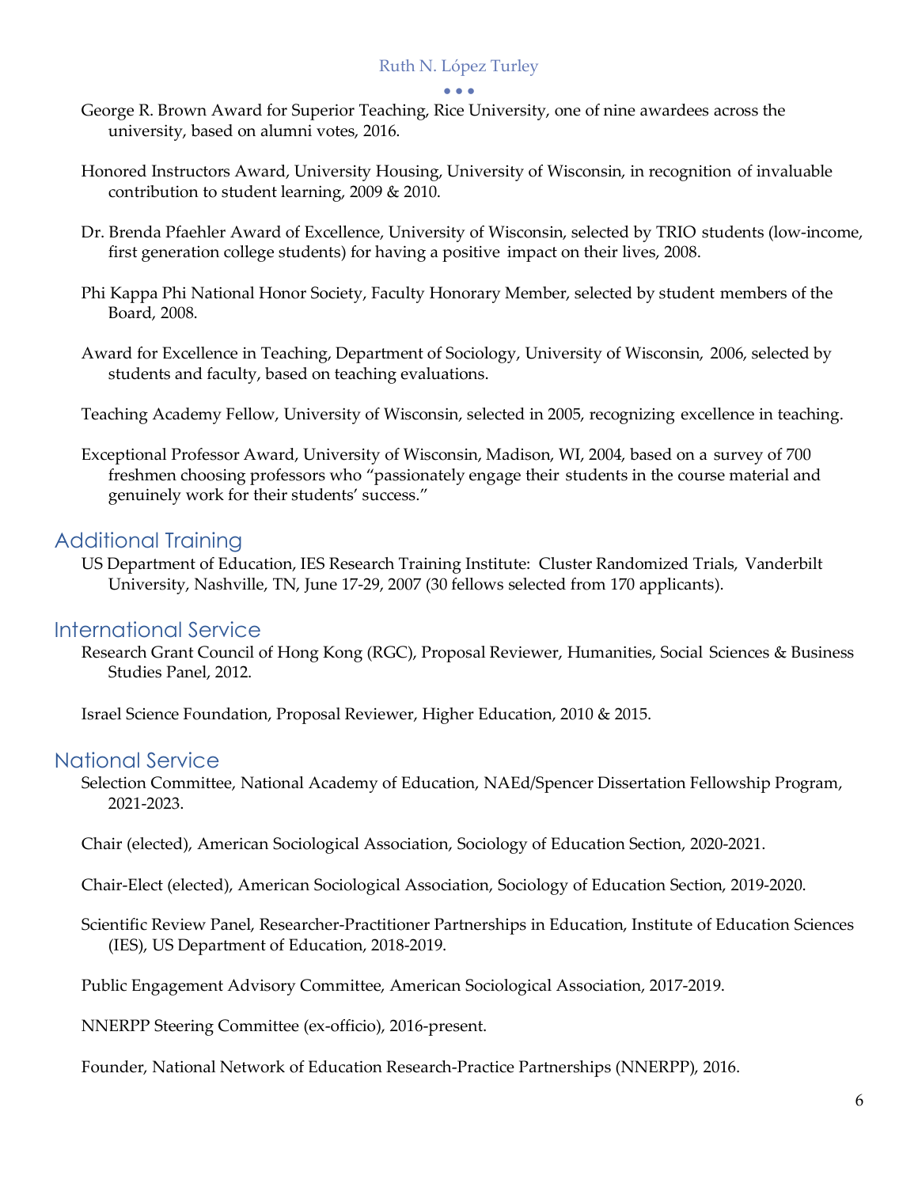George R. Brown Award for Superior Teaching, Rice University, one of nine awardees across the university, based on alumni votes, 2016.

Honored Instructors Award, University Housing, University of Wisconsin, in recognition of invaluable contribution to student learning, 2009 & 2010.

Dr. Brenda Pfaehler Award of Excellence, University of Wisconsin, selected by TRIO students (low-income, first generation college students) for having a positive impact on their lives, 2008.

Phi Kappa Phi National Honor Society, Faculty Honorary Member, selected by student members of the Board, 2008.

Award for Excellence in Teaching, Department of Sociology, University of Wisconsin, 2006, selected by students and faculty, based on teaching evaluations.

Teaching Academy Fellow, University of Wisconsin, selected in 2005, recognizing excellence in teaching.

Exceptional Professor Award, University of Wisconsin, Madison, WI, 2004, based on a survey of 700 freshmen choosing professors who "passionately engage their students in the course material and genuinely work for their students' success."

## Additional Training

US Department of Education, IES Research Training Institute: Cluster Randomized Trials, Vanderbilt University, Nashville, TN, June 17-29, 2007 (30 fellows selected from 170 applicants).

## International Service

Research Grant Council of Hong Kong (RGC), Proposal Reviewer, Humanities, Social Sciences & Business Studies Panel, 2012.

Israel Science Foundation, Proposal Reviewer, Higher Education, 2010 & 2015.

## National Service

Selection Committee, National Academy of Education, NAEd/Spencer Dissertation Fellowship Program, 2021-2023.

Chair (elected), American Sociological Association, Sociology of Education Section, 2020-2021.

Chair-Elect (elected), American Sociological Association, Sociology of Education Section, 2019-2020.

Scientific Review Panel, Researcher-Practitioner Partnerships in Education, Institute of Education Sciences (IES), US Department of Education, 2018-2019.

Public Engagement Advisory Committee, American Sociological Association, 2017-2019.

NNERPP Steering Committee (ex-officio), 2016-present.

Founder, National Network of Education Research-Practice Partnerships (NNERPP), 2016.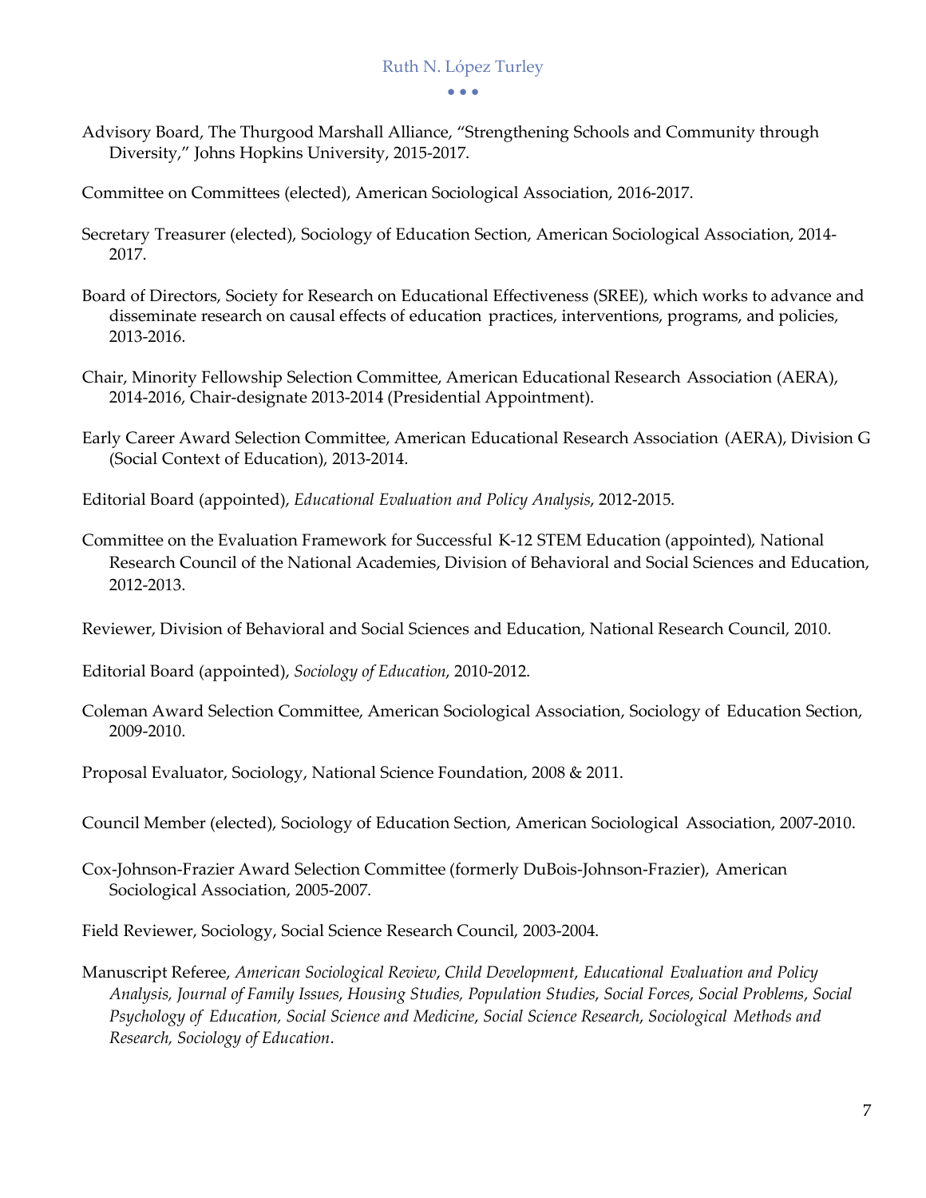Advisory Board, The Thurgood Marshall Alliance, "Strengthening Schools and Community through Diversity," Johns Hopkins University, 2015-2017.

Committee on Committees (elected), American Sociological Association, 2016-2017.

Secretary Treasurer (elected), Sociology of Education Section, American Sociological Association, 2014-2017.

Board of Directors, Society for Research on Educational Effectiveness (SREE), which works to advance and disseminate research on causal effects of education practices, interventions, programs, and policies, 2013-2016.

Chair, Minority Fellowship Selection Committee, American Educational Research Association (AERA), 2014-2016, Chair-designate 2013-2014 (Presidential Appointment).

Early Career Award Selection Committee, American Educational Research Association (AERA), Division G (Social Context of Education), 2013-2014.

Editorial Board (appointed), *Educational Evaluation and Policy Analysis*, 2012-2015.

Committee on the Evaluation Framework for Successful K-12 STEM Education (appointed), National Research Council of the National Academies, Division of Behavioral and Social Sciences and Education, 2012-2013.

Reviewer, Division of Behavioral and Social Sciences and Education, National Research Council, 2010.

Editorial Board (appointed), *Sociology of Education*, 2010-2012.

Coleman Award Selection Committee, American Sociological Association, Sociology of Education Section, 2009-2010.

Proposal Evaluator, Sociology, National Science Foundation, 2008 & 2011.

Council Member (elected), Sociology of Education Section, American Sociological Association, 2007-2010.

Cox-Johnson-Frazier Award Selection Committee (formerly DuBois-Johnson-Frazier), American Sociological Association, 2005-2007.

Field Reviewer, Sociology, Social Science Research Council, 2003-2004.

Manuscript Referee, *American Sociological Review*, *Child Development*, *Educational Evaluation and Policy Analysis, Journal of Family Issues*, *Housing Studies, Population Studies*, *Social Forces*, *Social Problems*, *Social Psychology of Education, Social Science and Medicine*, *Social Science Research*, *Sociological Methods and Research, Sociology of Education*.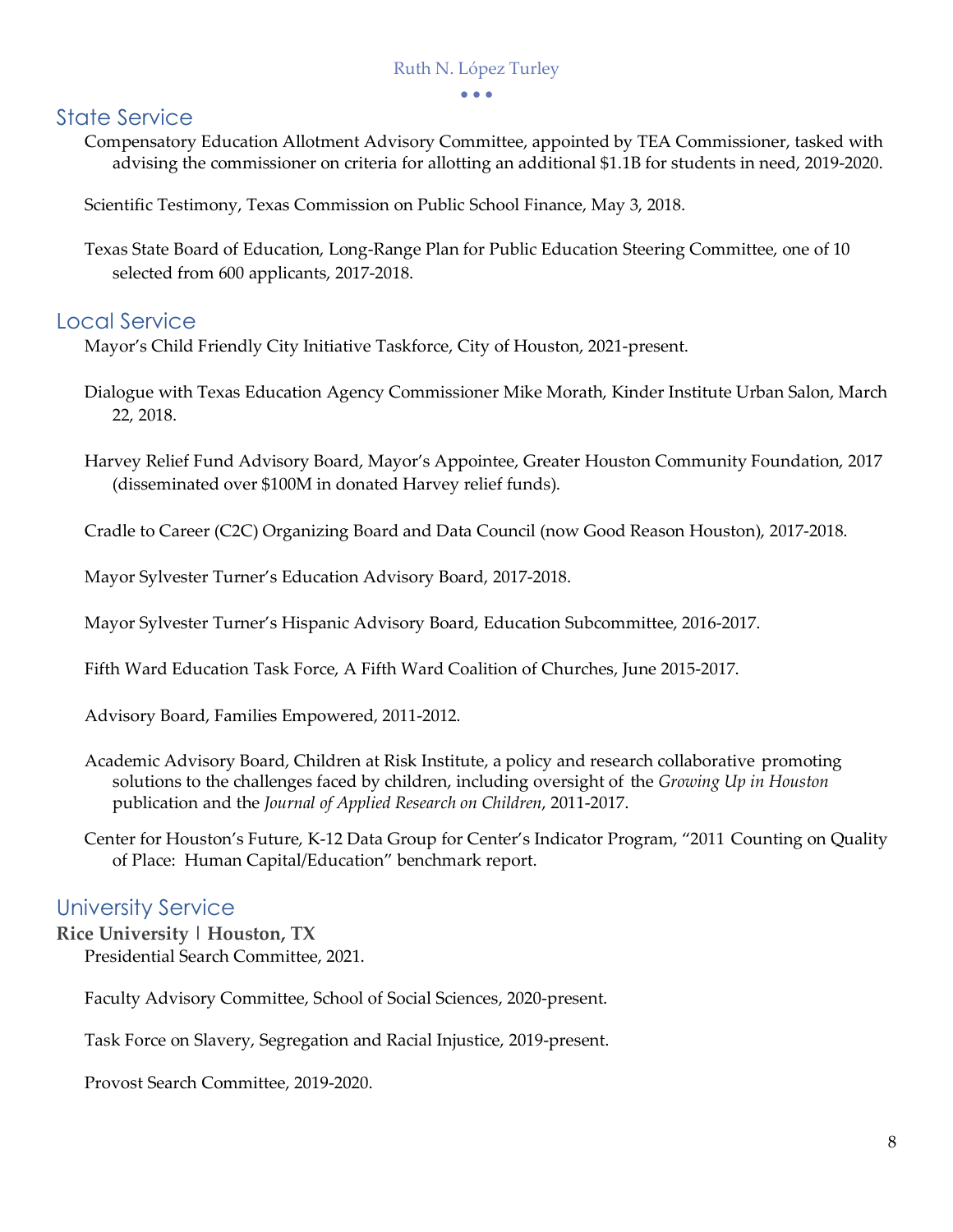## State Service

Compensatory Education Allotment Advisory Committee, appointed by TEA Commissioner, tasked with advising the commissioner on criteria for allotting an additional $1.1B for students in need, 2019-2020.

Scientific Testimony, Texas Commission on Public School Finance, May 3, 2018.

Texas State Board of Education, Long-Range Plan for Public Education Steering Committee, one of 10 selected from 600 applicants, 2017-2018.

## Local Service

Mayor's Child Friendly City Initiative Taskforce, City of Houston, 2021-present.

Dialogue with Texas Education Agency Commissioner Mike Morath, Kinder Institute Urban Salon, March 22, 2018.

Harvey Relief Fund Advisory Board, Mayor's Appointee, Greater Houston Community Foundation, 2017 (disseminated over $100M in donated Harvey relief funds).

Cradle to Career (C2C) Organizing Board and Data Council (now Good Reason Houston), 2017-2018.

Mayor Sylvester Turner's Education Advisory Board, 2017-2018.

Mayor Sylvester Turner's Hispanic Advisory Board, Education Subcommittee, 2016-2017.

Fifth Ward Education Task Force, A Fifth Ward Coalition of Churches, June 2015-2017.

Advisory Board, Families Empowered, 2011-2012.

Academic Advisory Board, Children at Risk Institute, a policy and research collaborative promoting solutions to the challenges faced by children, including oversight of the *Growing Up in Houston* publication and the *Journal of Applied Research on Children*, 2011-2017.

Center for Houston's Future, K-12 Data Group for Center's Indicator Program, "2011 Counting on Quality of Place: Human Capital/Education" benchmark report.

## University Service

**Rice University | Houston, TX**

Presidential Search Committee, 2021.

Faculty Advisory Committee, School of Social Sciences, 2020-present.

Task Force on Slavery, Segregation and Racial Injustice, 2019-present.

Provost Search Committee, 2019-2020.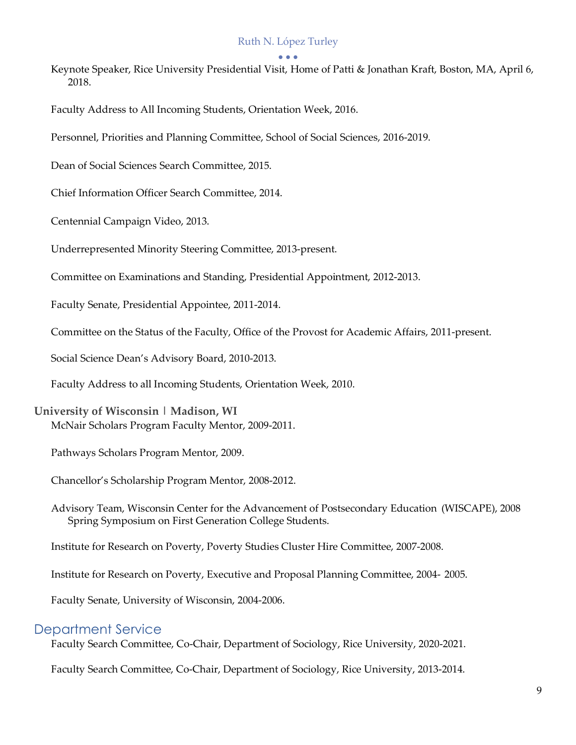Keynote Speaker, Rice University Presidential Visit, Home of Patti & Jonathan Kraft, Boston, MA, April 6, 2018.

Faculty Address to All Incoming Students, Orientation Week, 2016.

Personnel, Priorities and Planning Committee, School of Social Sciences, 2016-2019.

Dean of Social Sciences Search Committee, 2015.

Chief Information Officer Search Committee, 2014.

Centennial Campaign Video, 2013.

Underrepresented Minority Steering Committee, 2013-present.

Committee on Examinations and Standing, Presidential Appointment, 2012-2013.

Faculty Senate, Presidential Appointee, 2011-2014.

Committee on the Status of the Faculty, Office of the Provost for Academic Affairs, 2011-present.

Social Science Dean's Advisory Board, 2010-2013.

Faculty Address to all Incoming Students, Orientation Week, 2010.

**University of Wisconsin | Madison, WI**

McNair Scholars Program Faculty Mentor, 2009-2011.

Pathways Scholars Program Mentor, 2009.

Chancellor's Scholarship Program Mentor, 2008-2012.

Advisory Team, Wisconsin Center for the Advancement of Postsecondary Education (WISCAPE), 2008 Spring Symposium on First Generation College Students.

Institute for Research on Poverty, Poverty Studies Cluster Hire Committee, 2007-2008.

Institute for Research on Poverty, Executive and Proposal Planning Committee, 2004- 2005.

Faculty Senate, University of Wisconsin, 2004-2006.

## Department Service

Faculty Search Committee, Co-Chair, Department of Sociology, Rice University, 2020-2021.

Faculty Search Committee, Co-Chair, Department of Sociology, Rice University, 2013-2014.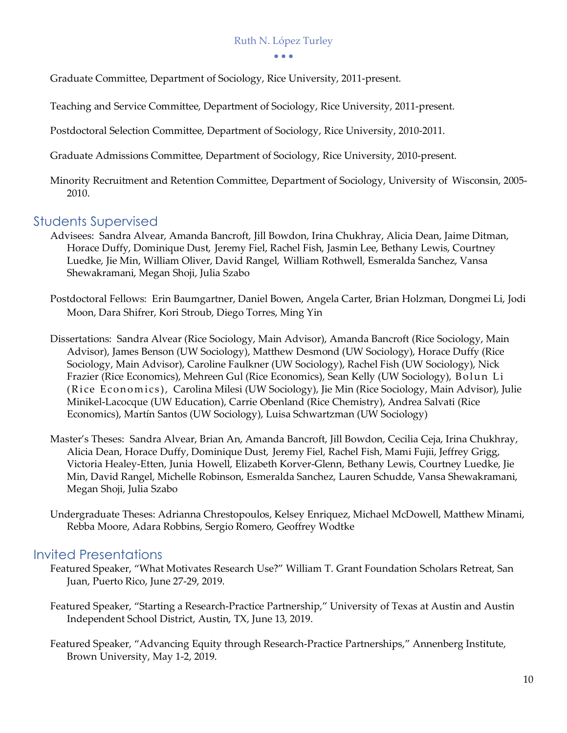Graduate Committee, Department of Sociology, Rice University, 2011-present.

Teaching and Service Committee, Department of Sociology, Rice University, 2011-present.

Postdoctoral Selection Committee, Department of Sociology, Rice University, 2010-2011.

Graduate Admissions Committee, Department of Sociology, Rice University, 2010-present.

Minority Recruitment and Retention Committee, Department of Sociology, University of Wisconsin, 2005-2010.

## Students Supervised

Advisees: Sandra Alvear, Amanda Bancroft, Jill Bowdon, Irina Chukhray, Alicia Dean, Jaime Ditman, Horace Duffy, Dominique Dust, Jeremy Fiel, Rachel Fish, Jasmin Lee, Bethany Lewis, Courtney Luedke, Jie Min, William Oliver, David Rangel, William Rothwell, Esmeralda Sanchez, Vansa Shewakramani, Megan Shoji, Julia Szabo

Postdoctoral Fellows: Erin Baumgartner, Daniel Bowen, Angela Carter, Brian Holzman, Dongmei Li, Jodi Moon, Dara Shifrer, Kori Stroub, Diego Torres, Ming Yin

Dissertations: Sandra Alvear (Rice Sociology, Main Advisor), Amanda Bancroft (Rice Sociology, Main Advisor), James Benson (UW Sociology), Matthew Desmond (UW Sociology), Horace Duffy (Rice Sociology, Main Advisor), Caroline Faulkner (UW Sociology), Rachel Fish (UW Sociology), Nick Frazier (Rice Economics), Mehreen Gul (Rice Economics), Sean Kelly (UW Sociology), Bolun Li (Rice Economics), Carolina Milesi (UW Sociology), Jie Min (Rice Sociology, Main Advisor), Julie Minikel-Lacocque (UW Education), Carrie Obenland (Rice Chemistry), Andrea Salvati (Rice Economics), Martín Santos (UW Sociology), Luisa Schwartzman (UW Sociology)

Master's Theses: Sandra Alvear, Brian An, Amanda Bancroft, Jill Bowdon, Cecilia Ceja, Irina Chukhray, Alicia Dean, Horace Duffy, Dominique Dust, Jeremy Fiel, Rachel Fish, Mami Fujii, Jeffrey Grigg, Victoria Healey-Etten, Junia Howell, Elizabeth Korver-Glenn, Bethany Lewis, Courtney Luedke, Jie Min, David Rangel, Michelle Robinson, Esmeralda Sanchez, Lauren Schudde, Vansa Shewakramani, Megan Shoji, Julia Szabo

Undergraduate Theses: Adrianna Chrestopoulos, Kelsey Enriquez, Michael McDowell, Matthew Minami, Rebba Moore, Adara Robbins, Sergio Romero, Geoffrey Wodtke

## Invited Presentations

Featured Speaker, "What Motivates Research Use?" William T. Grant Foundation Scholars Retreat, San Juan, Puerto Rico, June 27-29, 2019.

Featured Speaker, "Starting a Research-Practice Partnership," University of Texas at Austin and Austin Independent School District, Austin, TX, June 13, 2019.

Featured Speaker, "Advancing Equity through Research-Practice Partnerships," Annenberg Institute, Brown University, May 1-2, 2019.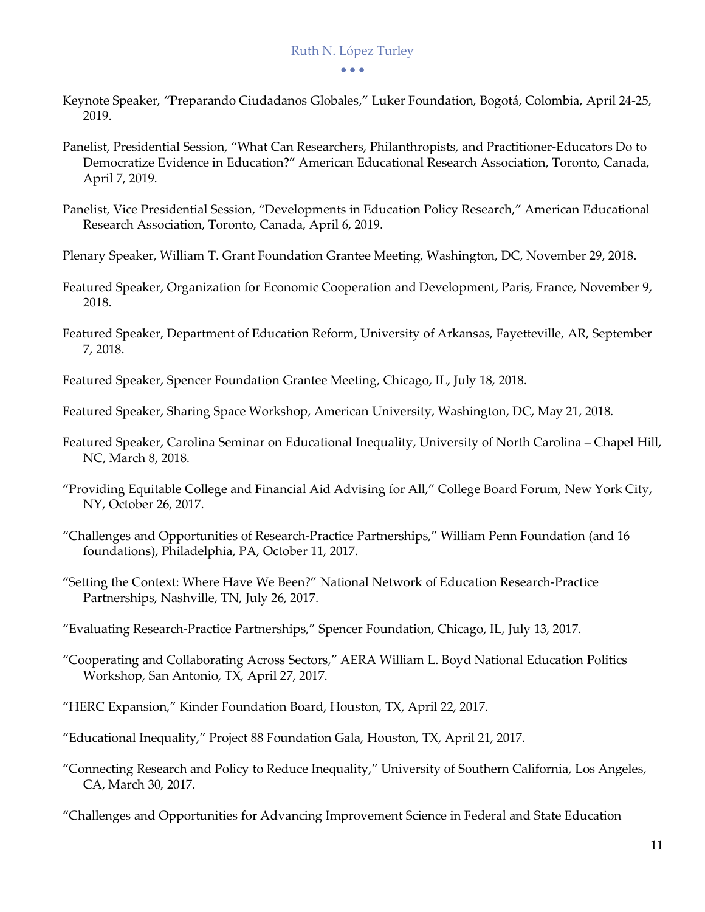Keynote Speaker, “Preparando Ciudadanos Globales,” Luker Foundation, Bogotá, Colombia, April 24-25, 2019.

Panelist, Presidential Session, “What Can Researchers, Philanthropists, and Practitioner-Educators Do to Democratize Evidence in Education?” American Educational Research Association, Toronto, Canada, April 7, 2019.

Panelist, Vice Presidential Session, “Developments in Education Policy Research,” American Educational Research Association, Toronto, Canada, April 6, 2019.

Plenary Speaker, William T. Grant Foundation Grantee Meeting, Washington, DC, November 29, 2018.

Featured Speaker, Organization for Economic Cooperation and Development, Paris, France, November 9, 2018.

Featured Speaker, Department of Education Reform, University of Arkansas, Fayetteville, AR, September 7, 2018.

Featured Speaker, Spencer Foundation Grantee Meeting, Chicago, IL, July 18, 2018.

Featured Speaker, Sharing Space Workshop, American University, Washington, DC, May 21, 2018.

Featured Speaker, Carolina Seminar on Educational Inequality, University of North Carolina – Chapel Hill, NC, March 8, 2018.

“Providing Equitable College and Financial Aid Advising for All,” College Board Forum, New York City, NY, October 26, 2017.

“Challenges and Opportunities of Research-Practice Partnerships,” William Penn Foundation (and 16 foundations), Philadelphia, PA, October 11, 2017.

“Setting the Context: Where Have We Been?” National Network of Education Research-Practice Partnerships, Nashville, TN, July 26, 2017.

“Evaluating Research-Practice Partnerships,” Spencer Foundation, Chicago, IL, July 13, 2017.

“Cooperating and Collaborating Across Sectors,” AERA William L. Boyd National Education Politics Workshop, San Antonio, TX, April 27, 2017.

“HERC Expansion,” Kinder Foundation Board, Houston, TX, April 22, 2017.

“Educational Inequality,” Project 88 Foundation Gala, Houston, TX, April 21, 2017.

“Connecting Research and Policy to Reduce Inequality,” University of Southern California, Los Angeles, CA, March 30, 2017.

“Challenges and Opportunities for Advancing Improvement Science in Federal and State Education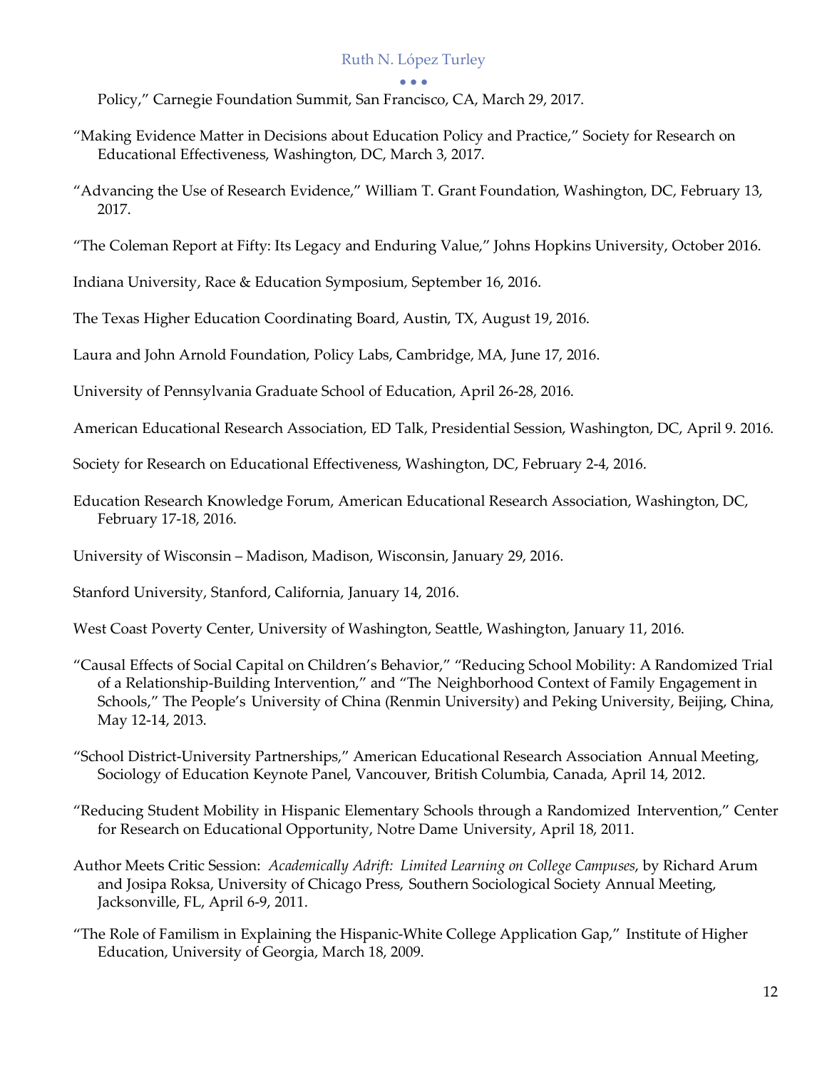Policy," Carnegie Foundation Summit, San Francisco, CA, March 29, 2017.

"Making Evidence Matter in Decisions about Education Policy and Practice," Society for Research on Educational Effectiveness, Washington, DC, March 3, 2017.

"Advancing the Use of Research Evidence," William T. Grant Foundation, Washington, DC, February 13, 2017.

"The Coleman Report at Fifty: Its Legacy and Enduring Value," Johns Hopkins University, October 2016.

Indiana University, Race & Education Symposium, September 16, 2016.

The Texas Higher Education Coordinating Board, Austin, TX, August 19, 2016.

Laura and John Arnold Foundation, Policy Labs, Cambridge, MA, June 17, 2016.

University of Pennsylvania Graduate School of Education, April 26-28, 2016.

American Educational Research Association, ED Talk, Presidential Session, Washington, DC, April 9. 2016.

Society for Research on Educational Effectiveness, Washington, DC, February 2-4, 2016.

Education Research Knowledge Forum, American Educational Research Association, Washington, DC, February 17-18, 2016.

University of Wisconsin – Madison, Madison, Wisconsin, January 29, 2016.

Stanford University, Stanford, California, January 14, 2016.

West Coast Poverty Center, University of Washington, Seattle, Washington, January 11, 2016.

"Causal Effects of Social Capital on Children's Behavior," "Reducing School Mobility: A Randomized Trial of a Relationship-Building Intervention," and "The Neighborhood Context of Family Engagement in Schools," The People's University of China (Renmin University) and Peking University, Beijing, China, May 12-14, 2013.

"School District-University Partnerships," American Educational Research Association Annual Meeting, Sociology of Education Keynote Panel, Vancouver, British Columbia, Canada, April 14, 2012.

"Reducing Student Mobility in Hispanic Elementary Schools through a Randomized Intervention," Center for Research on Educational Opportunity, Notre Dame University, April 18, 2011.

Author Meets Critic Session: *Academically Adrift: Limited Learning on College Campuses*, by Richard Arum and Josipa Roksa, University of Chicago Press, Southern Sociological Society Annual Meeting, Jacksonville, FL, April 6-9, 2011.

"The Role of Familism in Explaining the Hispanic-White College Application Gap," Institute of Higher Education, University of Georgia, March 18, 2009.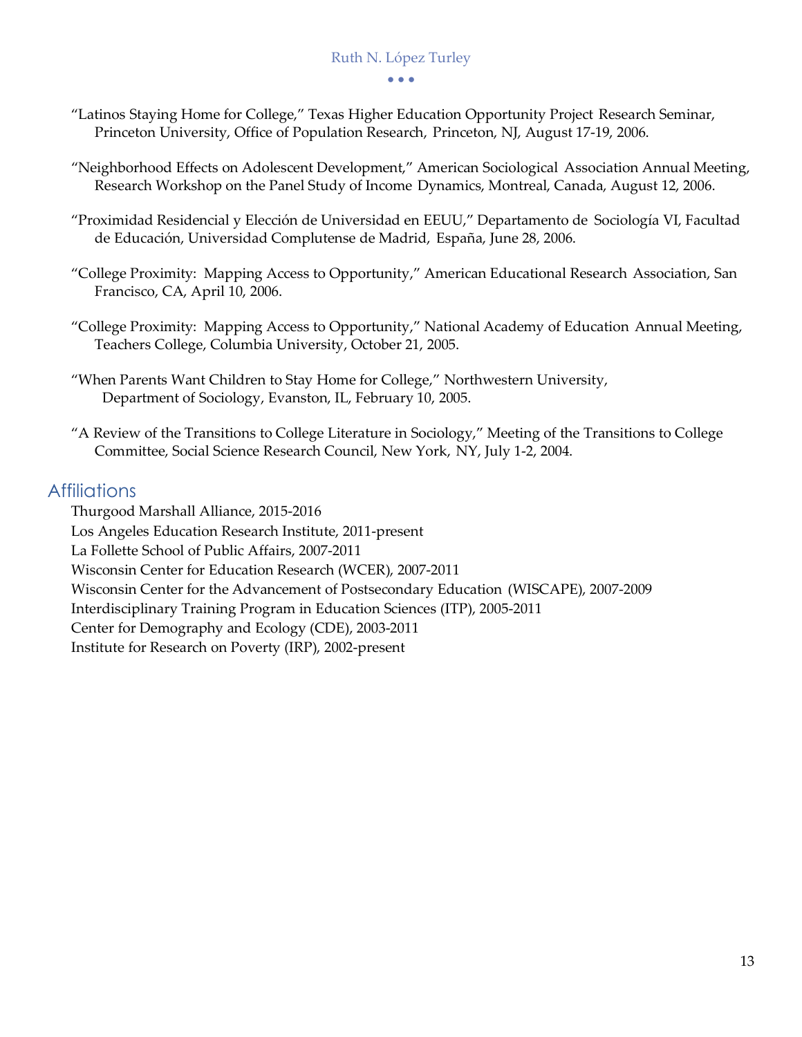"Latinos Staying Home for College," Texas Higher Education Opportunity Project Research Seminar, Princeton University, Office of Population Research, Princeton, NJ, August 17-19, 2006.

"Neighborhood Effects on Adolescent Development," American Sociological Association Annual Meeting, Research Workshop on the Panel Study of Income Dynamics, Montreal, Canada, August 12, 2006.

"Proximidad Residencial y Elección de Universidad en EEUU," Departamento de Sociología VI, Facultad de Educación, Universidad Complutense de Madrid, España, June 28, 2006.

"College Proximity: Mapping Access to Opportunity," American Educational Research Association, San Francisco, CA, April 10, 2006.

"College Proximity: Mapping Access to Opportunity," National Academy of Education Annual Meeting, Teachers College, Columbia University, October 21, 2005.

"When Parents Want Children to Stay Home for College," Northwestern University, Department of Sociology, Evanston, IL, February 10, 2005.

"A Review of the Transitions to College Literature in Sociology," Meeting of the Transitions to College Committee, Social Science Research Council, New York, NY, July 1-2, 2004.

## Affiliations

Thurgood Marshall Alliance, 2015-2016
Los Angeles Education Research Institute, 2011-present
La Follette School of Public Affairs, 2007-2011
Wisconsin Center for Education Research (WCER), 2007-2011
Wisconsin Center for the Advancement of Postsecondary Education (WISCAPE), 2007-2009
Interdisciplinary Training Program in Education Sciences (ITP), 2005-2011
Center for Demography and Ecology (CDE), 2003-2011
Institute for Research on Poverty (IRP), 2002-present